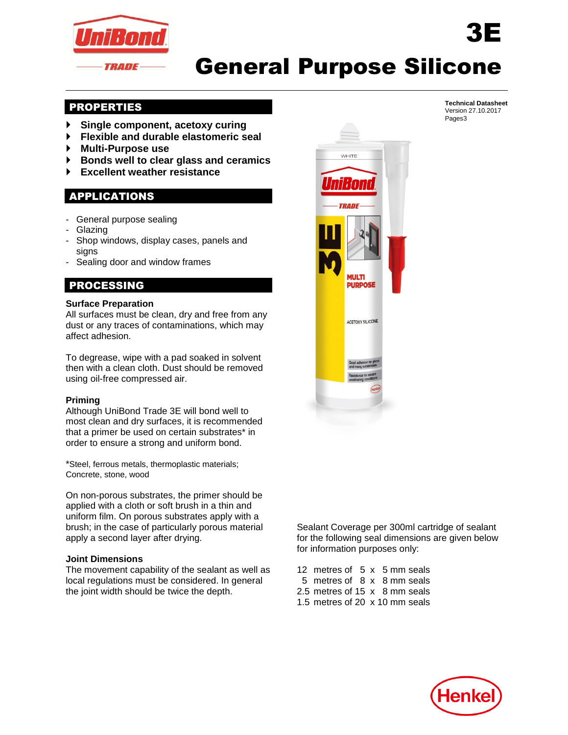# 3E

# General Purpose Silicone

**Technical Datasheet**
Version 27.10.2017
Pages3

## PROPERTIES

- **Single component, acetoxy curing**
- **Flexible and durable elastomeric seal**
- **Multi-Purpose use**
- **Bonds well to clear glass and ceramics**
- **Excellent weather resistance**

## APPLICATIONS

- General purpose sealing
- Glazing
- Shop windows, display cases, panels and signs
- Sealing door and window frames

## PROCESSING

### Surface Preparation

All surfaces must be clean, dry and free from any dust or any traces of contaminations, which may affect adhesion.

To degrease, wipe with a pad soaked in solvent then with a clean cloth. Dust should be removed using oil-free compressed air.

### Priming

Although UniBond Trade 3E will bond well to most clean and dry surfaces, it is recommended that a primer be used on certain substrates* in order to ensure a strong and uniform bond.

*Steel, ferrous metals, thermoplastic materials; Concrete, stone, wood

On non-porous substrates, the primer should be applied with a cloth or soft brush in a thin and uniform film. On porous substrates apply with a brush; in the case of particularly porous material apply a second layer after drying.

### Joint Dimensions

The movement capability of the sealant as well as local regulations must be considered. In general the joint width should be twice the depth.

Sealant Coverage per 300ml cartridge of sealant for the following seal dimensions are given below for information purposes only:

12 metres of 5 x 5 mm seals
5 metres of 8 x 8 mm seals
2.5 metres of 15 x 8 mm seals
1.5 metres of 20 x 10 mm seals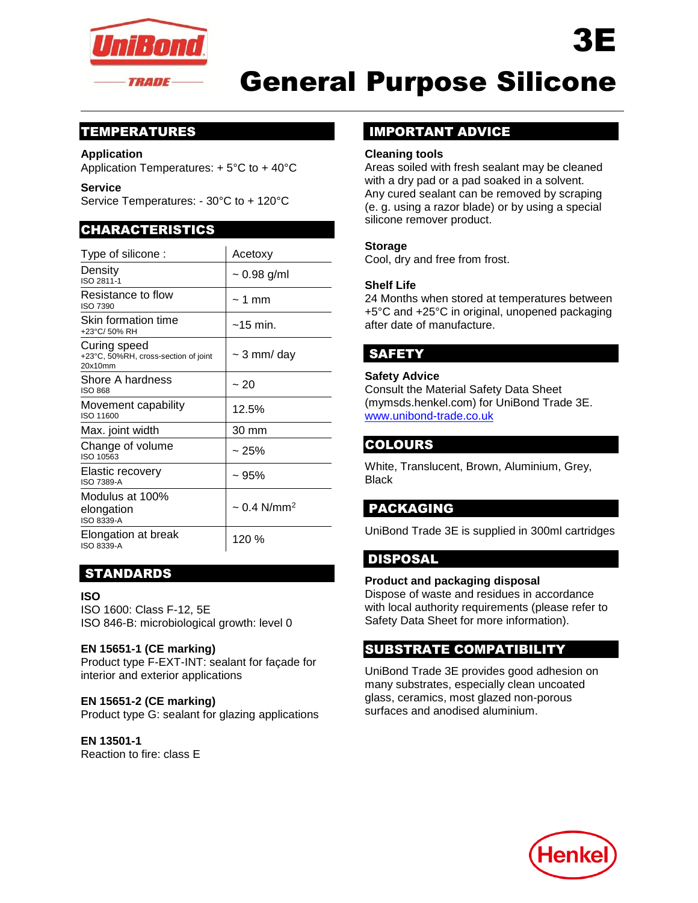# 3E

# General Purpose Silicone

## TEMPERATURES

**Application**
Application Temperatures: + 5°C to + 40°C

**Service**
Service Temperatures: - 30°C to + 120°C

## CHARACTERISTICS

| | |
|---|---|
| Type of silicone : | Acetoxy |
| Density<br>ISO 2811-1 | ~ 0.98 g/ml |
| Resistance to flow<br>ISO 7390 | ~ 1 mm |
| Skin formation time<br>+23°C/ 50% RH | ~15 min. |
| Curing speed<br>+23°C, 50%RH, cross-section of joint 20x10mm | ~ 3 mm/ day |
| Shore A hardness<br>ISO 868 | ~ 20 |
| Movement capability<br>ISO 11600 | 12.5% |
| Max. joint width | 30 mm |
| Change of volume<br>ISO 10563 | ~ 25% |
| Elastic recovery<br>ISO 7389-A | ~ 95% |
| Modulus at 100% elongation<br>ISO 8339-A | ~ 0.4 N/mm$^2$ |
| Elongation at break<br>ISO 8339-A | 120 % |

## STANDARDS

**ISO**
ISO 1600: Class F-12, 5E
ISO 846-B: microbiological growth: level 0

**EN 15651-1 (CE marking)**
Product type F-EXT-INT: sealant for façade for interior and exterior applications

**EN 15651-2 (CE marking)**
Product type G: sealant for glazing applications

**EN 13501-1**
Reaction to fire: class E

## IMPORTANT ADVICE

**Cleaning tools**
Areas soiled with fresh sealant may be cleaned with a dry pad or a pad soaked in a solvent. Any cured sealant can be removed by scraping (e. g. using a razor blade) or by using a special silicone remover product.

**Storage**
Cool, dry and free from frost.

**Shelf Life**
24 Months when stored at temperatures between +5°C and +25°C in original, unopened packaging after date of manufacture.

## SAFETY

**Safety Advice**
Consult the Material Safety Data Sheet (mymsds.henkel.com) for UniBond Trade 3E.
www.unibond-trade.co.uk

## COLOURS

White, Translucent, Brown, Aluminium, Grey, Black

## PACKAGING

UniBond Trade 3E is supplied in 300ml cartridges

## DISPOSAL

**Product and packaging disposal**
Dispose of waste and residues in accordance with local authority requirements (please refer to Safety Data Sheet for more information).

## SUBSTRATE COMPATIBILITY

UniBond Trade 3E provides good adhesion on many substrates, especially clean uncoated glass, ceramics, most glazed non-porous surfaces and anodised aluminium.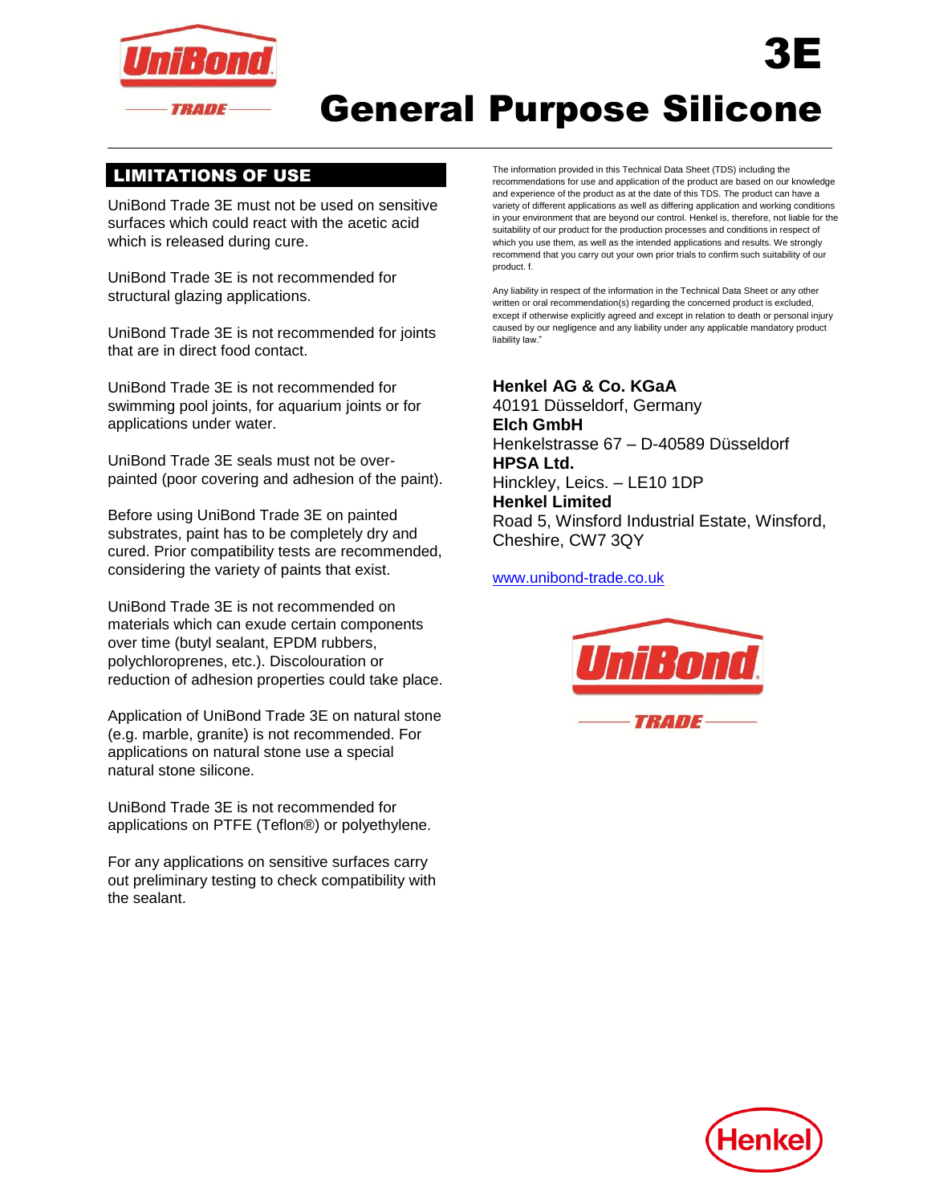# 3E

# General Purpose Silicone

## LIMITATIONS OF USE

UniBond Trade 3E must not be used on sensitive surfaces which could react with the acetic acid which is released during cure.

UniBond Trade 3E is not recommended for structural glazing applications.

UniBond Trade 3E is not recommended for joints that are in direct food contact.

UniBond Trade 3E is not recommended for swimming pool joints, for aquarium joints or for applications under water.

UniBond Trade 3E seals must not be over-painted (poor covering and adhesion of the paint).

Before using UniBond Trade 3E on painted substrates, paint has to be completely dry and cured. Prior compatibility tests are recommended, considering the variety of paints that exist.

UniBond Trade 3E is not recommended on materials which can exude certain components over time (butyl sealant, EPDM rubbers, polychloroprenes, etc.). Discolouration or reduction of adhesion properties could take place.

Application of UniBond Trade 3E on natural stone (e.g. marble, granite) is not recommended. For applications on natural stone use a special natural stone silicone.

UniBond Trade 3E is not recommended for applications on PTFE (Teflon®) or polyethylene.

For any applications on sensitive surfaces carry out preliminary testing to check compatibility with the sealant.

The information provided in this Technical Data Sheet (TDS) including the recommendations for use and application of the product are based on our knowledge and experience of the product as at the date of this TDS. The product can have a variety of different applications as well as differing application and working conditions in your environment that are beyond our control. Henkel is, therefore, not liable for the suitability of our product for the production processes and conditions in respect of which you use them, as well as the intended applications and results. We strongly recommend that you carry out your own prior trials to confirm such suitability of our product. f.

Any liability in respect of the information in the Technical Data Sheet or any other written or oral recommendation(s) regarding the concerned product is excluded, except if otherwise explicitly agreed and except in relation to death or personal injury caused by our negligence and any liability under any applicable mandatory product liability law."

**Henkel AG & Co. KGaA**
40191 Düsseldorf, Germany
**Elch GmbH**
Henkelstrasse 67 – D-40589 Düsseldorf
**HPSA Ltd.**
Hinckley, Leics. – LE10 1DP
**Henkel Limited**
Road 5, Winsford Industrial Estate, Winsford, Cheshire, CW7 3QY

www.unibond-trade.co.uk